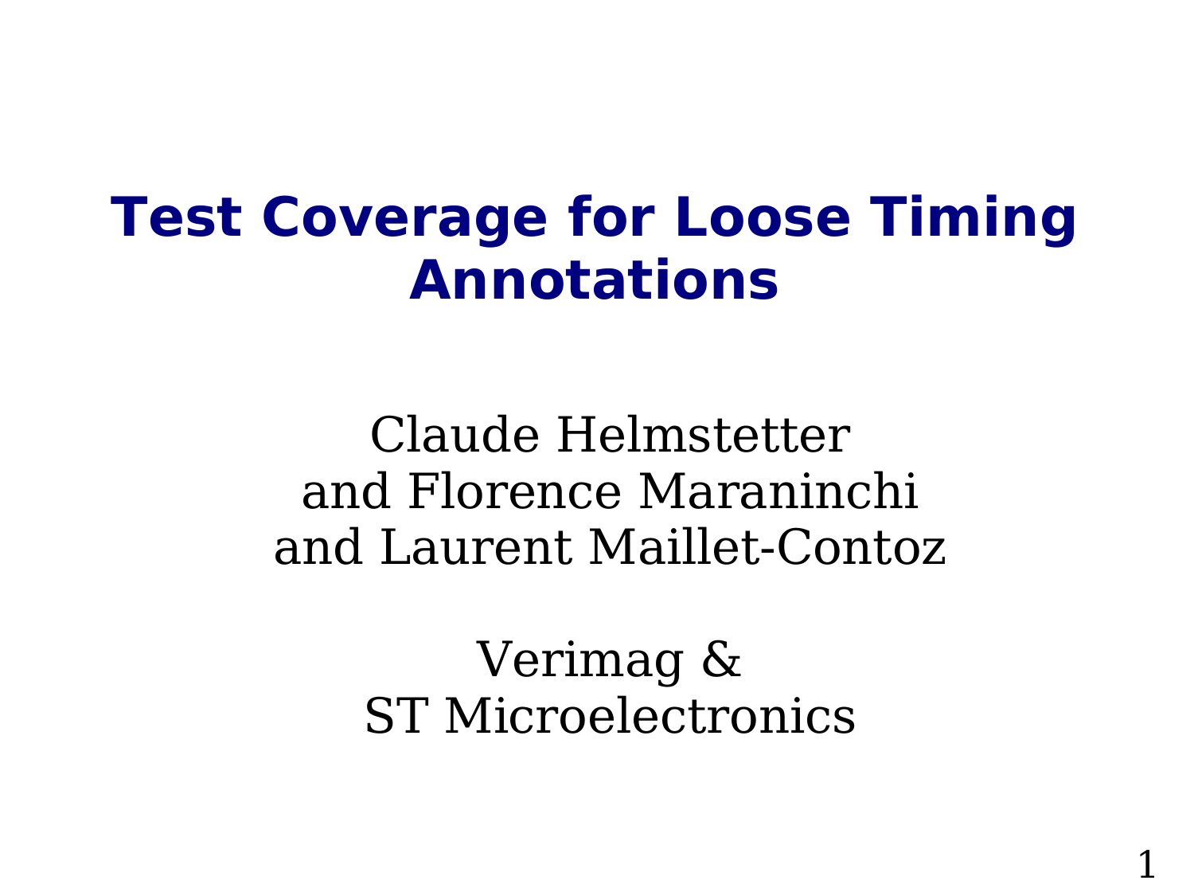# Test Coverage for Loose Timing Annotations

Claude Helmstetter
and Florence Maraninchi
and Laurent Maillet-Contoz

Verimag &
ST Microelectronics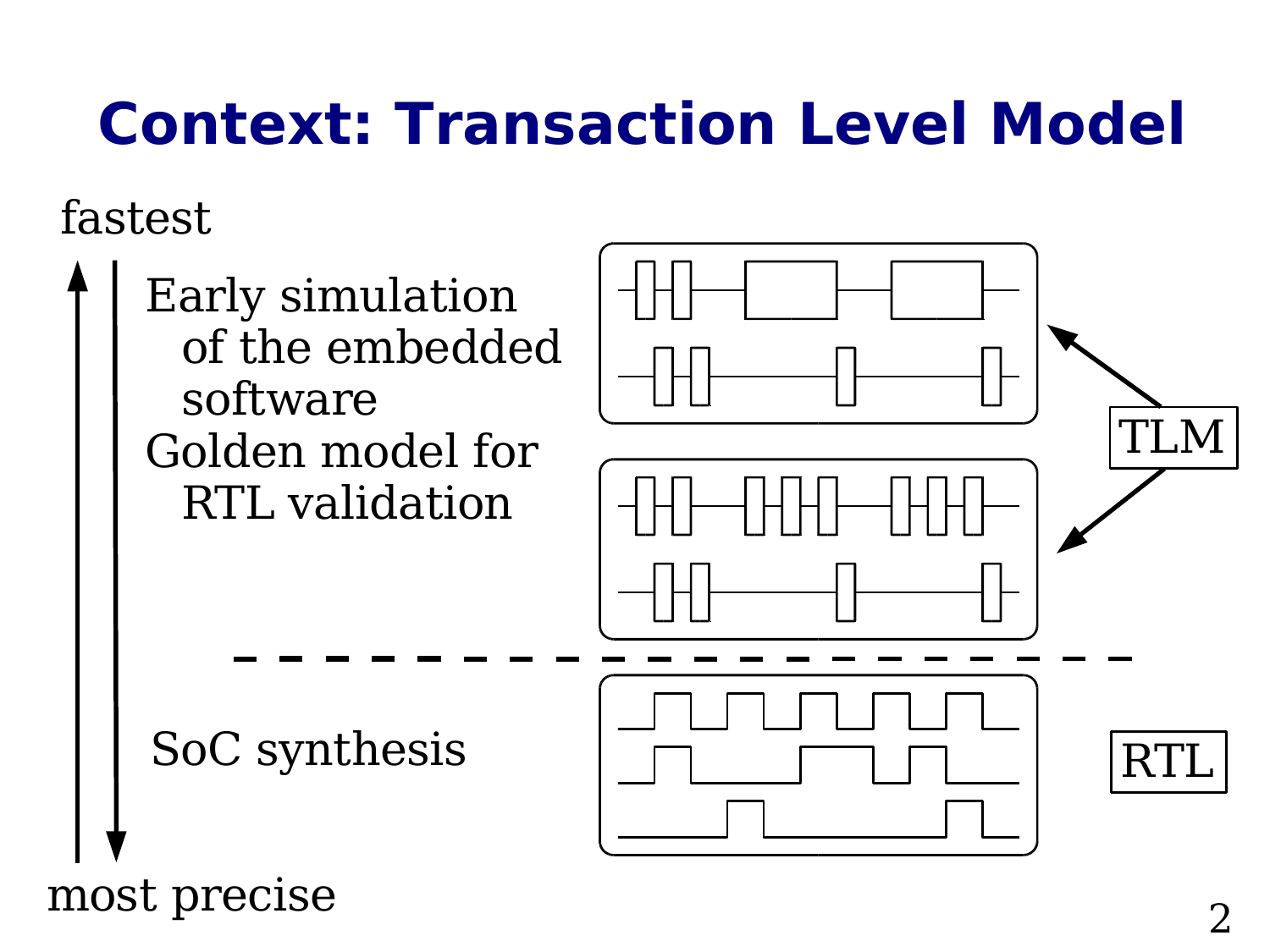# Context: Transaction Level Model

fastest

Early simulation of the embedded software

Golden model for RTL validation

SoC synthesis

most precise

TLM

RTL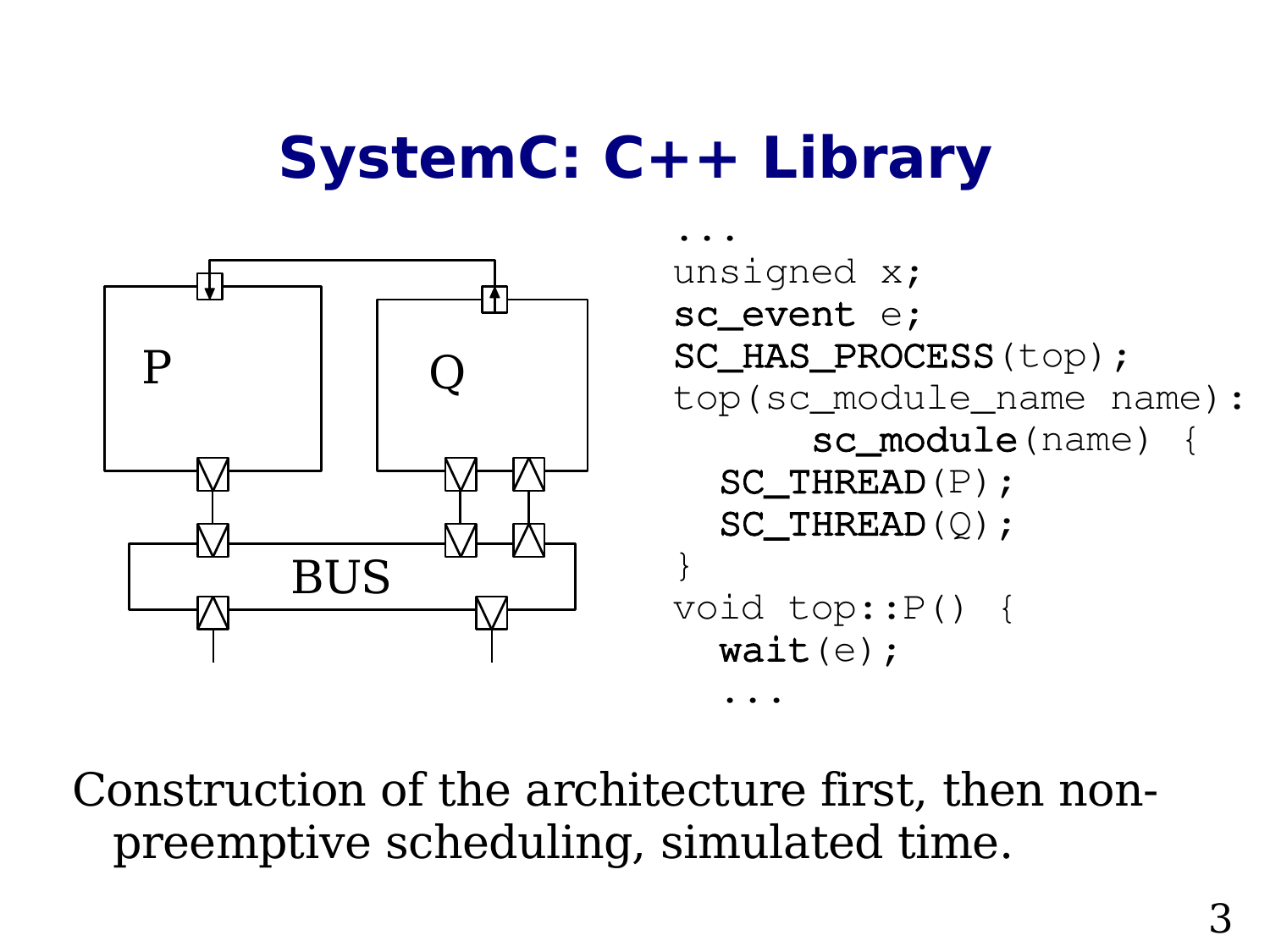# SystemC: C++ Library

P

Q

BUS

```
...
unsigned x;
sc_event e;
SC_HAS_PROCESS(top);
top(sc_module_name name):
      sc_module(name) {
  SC_THREAD(P);
  SC_THREAD(Q);
}
void top::P() {
  wait(e);
  ...
```

Construction of the architecture first, then non-preemptive scheduling, simulated time.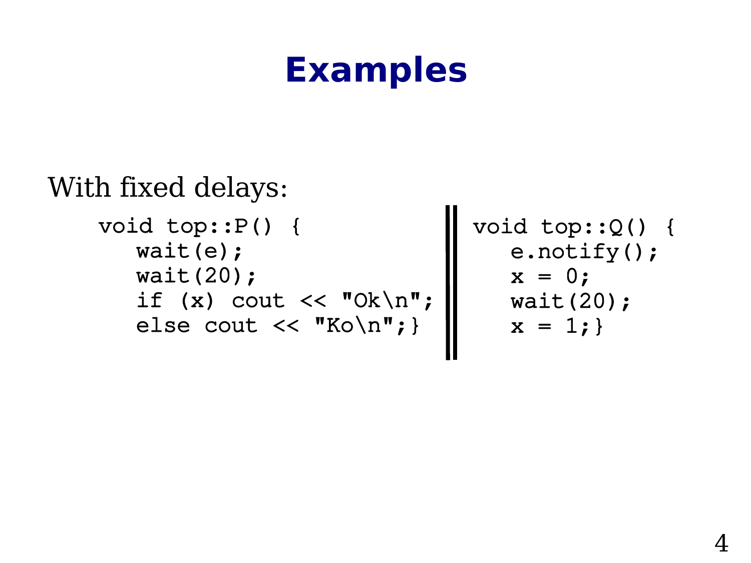# Examples

With fixed delays:

```
void top::P() {
   wait(e);
   wait(20);
   if (x) cout << "Ok\n";
   else cout << "Ko\n";}
```

```
void top::Q() {
   e.notify();
   x = 0;
   wait(20);
   x = 1;}
```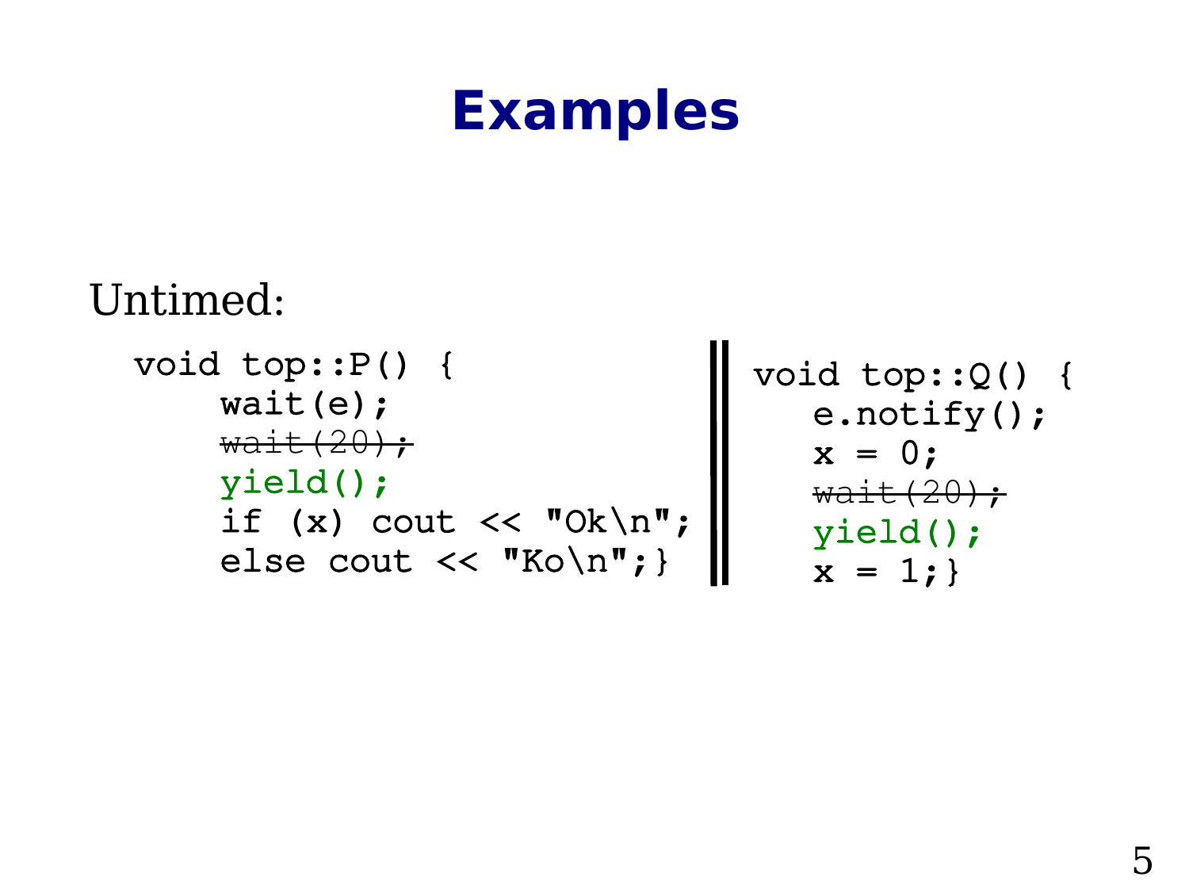# Examples

Untimed:

```
void top::P() {
    wait(e);
    ~~wait(20);~~
    yield();
    if (x) cout << "Ok\n";
    else cout << "Ko\n";}
```

||

```
void top::Q() {
   e.notify();
   x = 0;
   ~~wait(20);~~
   yield();
   x = 1;}
```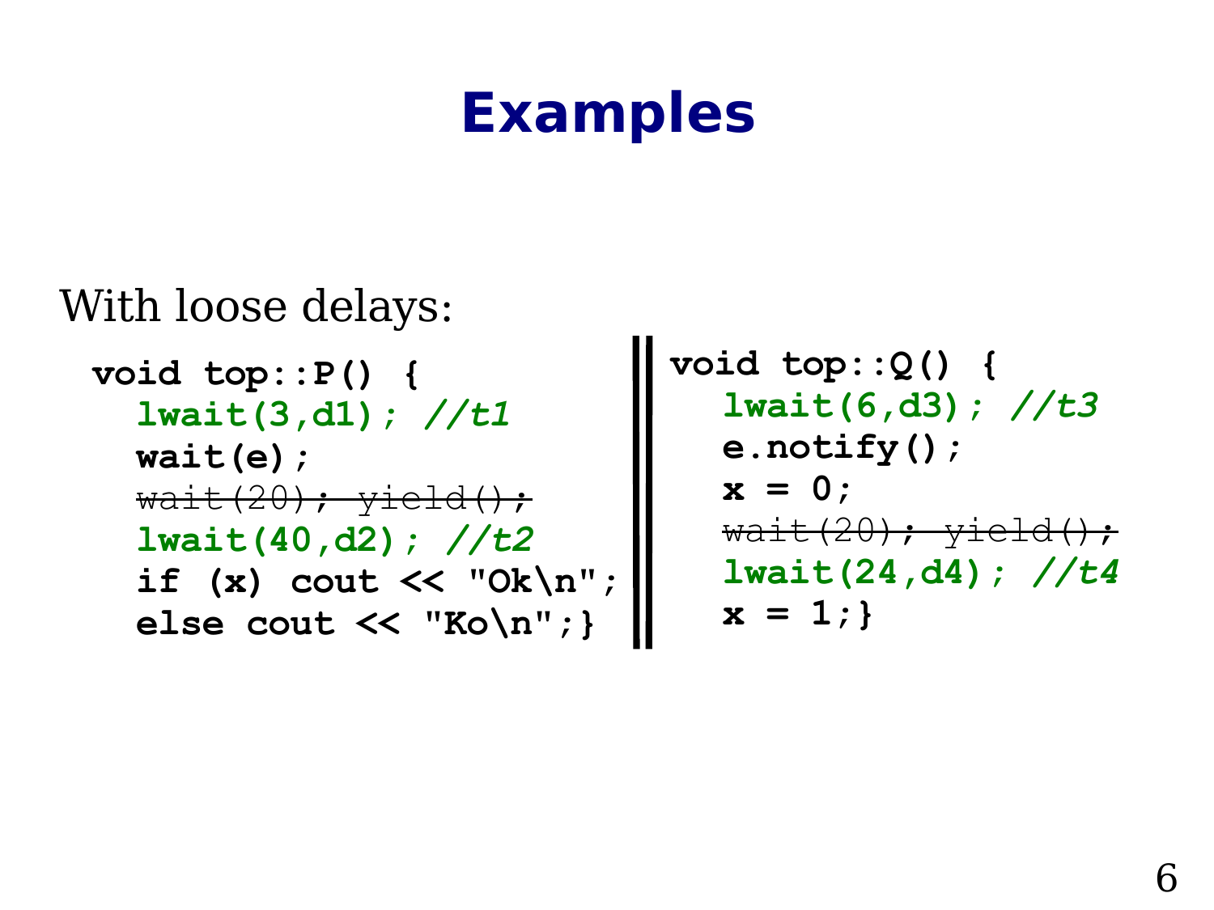# Examples

With loose delays:

```
void top::P() {
  lwait(3,d1); //t1
  wait(e);
  wait(20); yield();
  lwait(40,d2); //t2
  if (x) cout << "Ok\n";
  else cout << "Ko\n";}
```

```
void top::Q() {
  lwait(6,d3); //t3
  e.notify();
  x = 0;
  wait(20); yield();
  lwait(24,d4); //t4
  x = 1;}
```

(In both processes, the line `wait(20); yield();` is struck through.)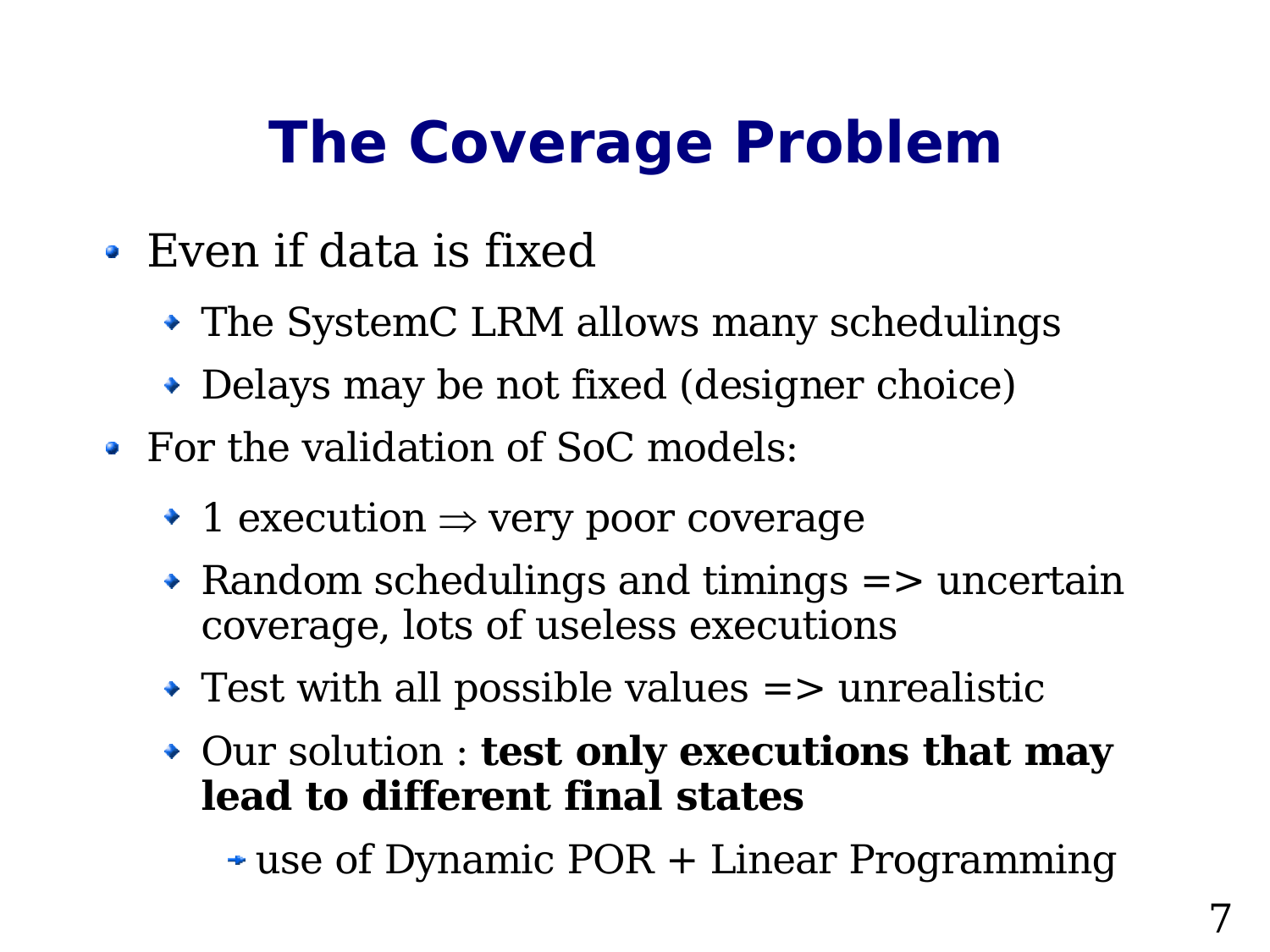# The Coverage Problem

- Even if data is fixed
  - The SystemC LRM allows many schedulings
  - Delays may be not fixed (designer choice)
- For the validation of SoC models:
  - 1 execution $\Rightarrow$ very poor coverage
  - Random schedulings and timings => uncertain coverage, lots of useless executions
  - Test with all possible values => unrealistic
  - Our solution : **test only executions that may lead to different final states**
    - use of Dynamic POR + Linear Programming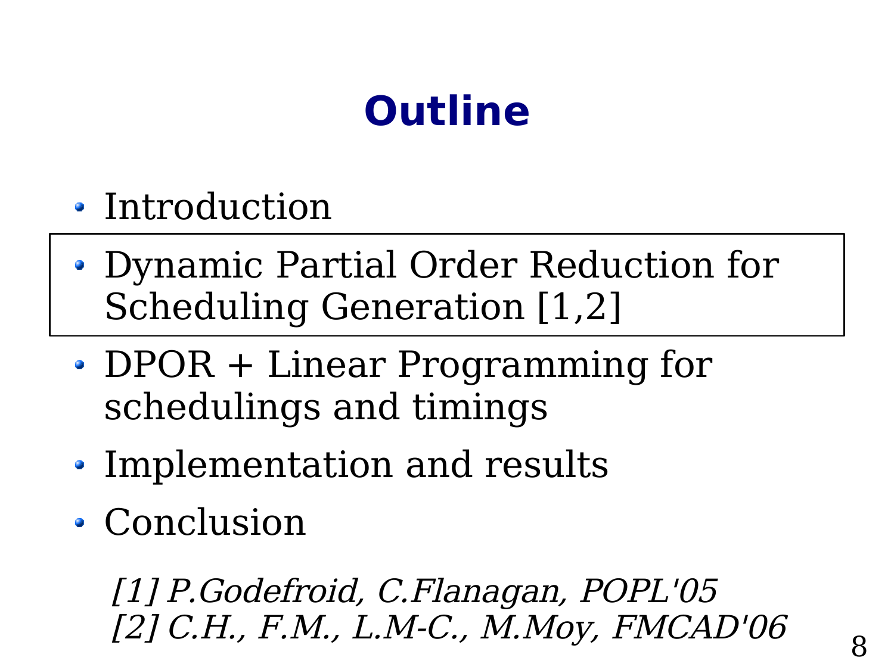# Outline

- Introduction
- Dynamic Partial Order Reduction for Scheduling Generation [1,2]
- DPOR + Linear Programming for schedulings and timings
- Implementation and results
- Conclusion

*[1] P.Godefroid, C.Flanagan, POPL'05*
*[2] C.H., F.M., L.M-C., M.Moy, FMCAD'06*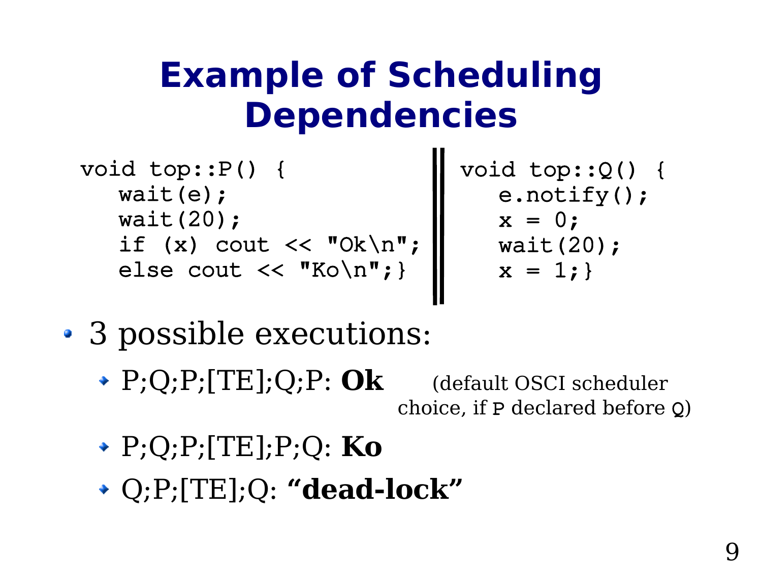# Example of Scheduling Dependencies

```
void top::P() {
   wait(e);
   wait(20);
   if (x) cout << "Ok\n";
   else cout << "Ko\n";}
```

||

```
void top::Q() {
   e.notify();
   x = 0;
   wait(20);
   x = 1;}
```

- 3 possible executions:
  - P;Q;P;[TE];Q;P: **Ok** (default OSCI scheduler choice, if `P` declared before `Q`)
  - P;Q;P;[TE];P;Q: **Ko**
  - Q;P;[TE];Q: **“dead-lock”**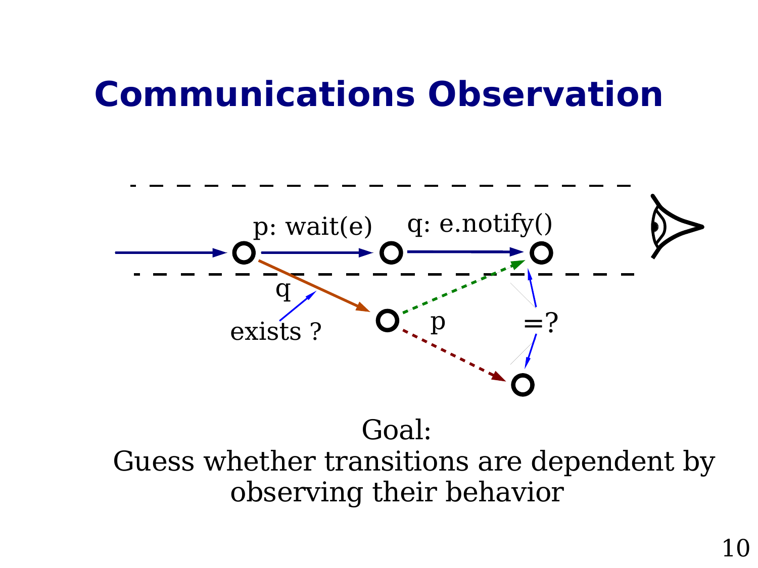# Communications Observation

p: wait(e)

q: e.notify()

q

exists ?

p

=?

Goal:
Guess whether transitions are dependent by observing their behavior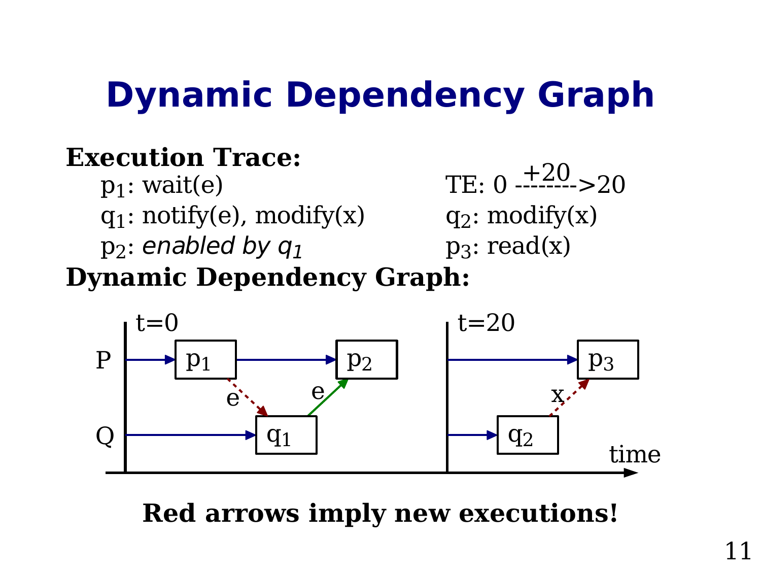# Dynamic Dependency Graph

**Execution Trace:**

$p_1$: wait(e)

$q_1$: notify(e), modify(x)

$p_2$: *enabled by $q_1$*

TE: 0 --------> 20 (+20)

$q_2$: modify(x)

$p_3$: read(x)

**Dynamic Dependency Graph:**

t=0 &nbsp;&nbsp;&nbsp;&nbsp; t=20

P: $p_1$ → $p_2$ &nbsp;&nbsp;&nbsp;&nbsp; → $p_3$

Q: → $q_1$ &nbsp;&nbsp;&nbsp;&nbsp; → $q_2$

e: $p_1$ ⇢ $q_1$; e: $q_1$ → $p_2$; x: $q_2$ ⇢ $p_3$

time

**Red arrows imply new executions!**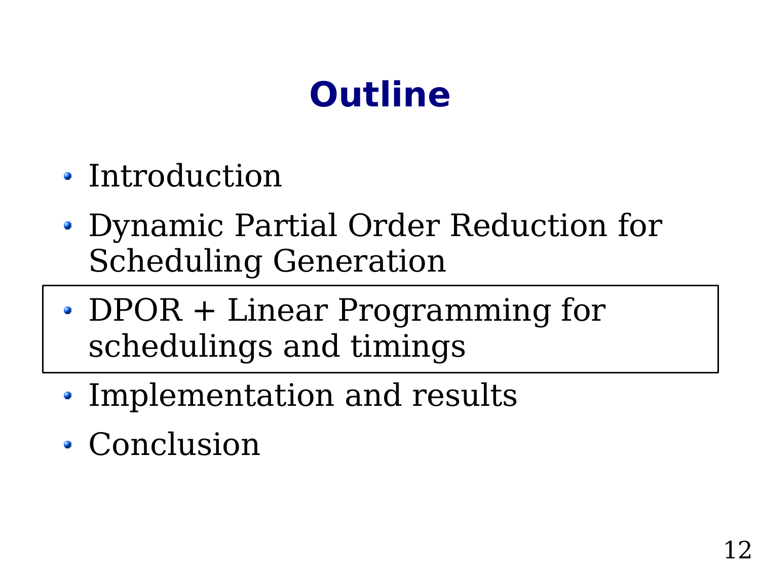# Outline

- Introduction
- Dynamic Partial Order Reduction for Scheduling Generation
- DPOR + Linear Programming for schedulings and timings
- Implementation and results
- Conclusion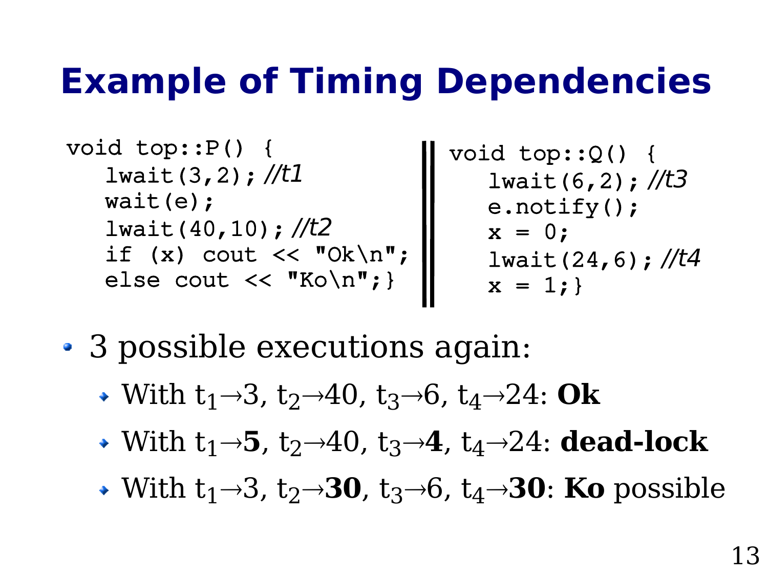# Example of Timing Dependencies

```
void top::P() {
   lwait(3,2); //t1
   wait(e);
   lwait(40,10); //t2
   if (x) cout << "Ok\n";
   else cout << "Ko\n";}
```

```
void top::Q() {
   lwait(6,2); //t3
   e.notify();
   x = 0;
   lwait(24,6); //t4
   x = 1;}
```

- 3 possible executions again:
  - With $t_1 \rightarrow 3$, $t_2 \rightarrow 40$, $t_3 \rightarrow 6$, $t_4 \rightarrow 24$: **Ok**
  - With $t_1 \rightarrow \mathbf{5}$, $t_2 \rightarrow 40$, $t_3 \rightarrow \mathbf{4}$, $t_4 \rightarrow 24$: **dead-lock**
  - With $t_1 \rightarrow 3$, $t_2 \rightarrow \mathbf{30}$, $t_3 \rightarrow 6$, $t_4 \rightarrow \mathbf{30}$: **Ko** possible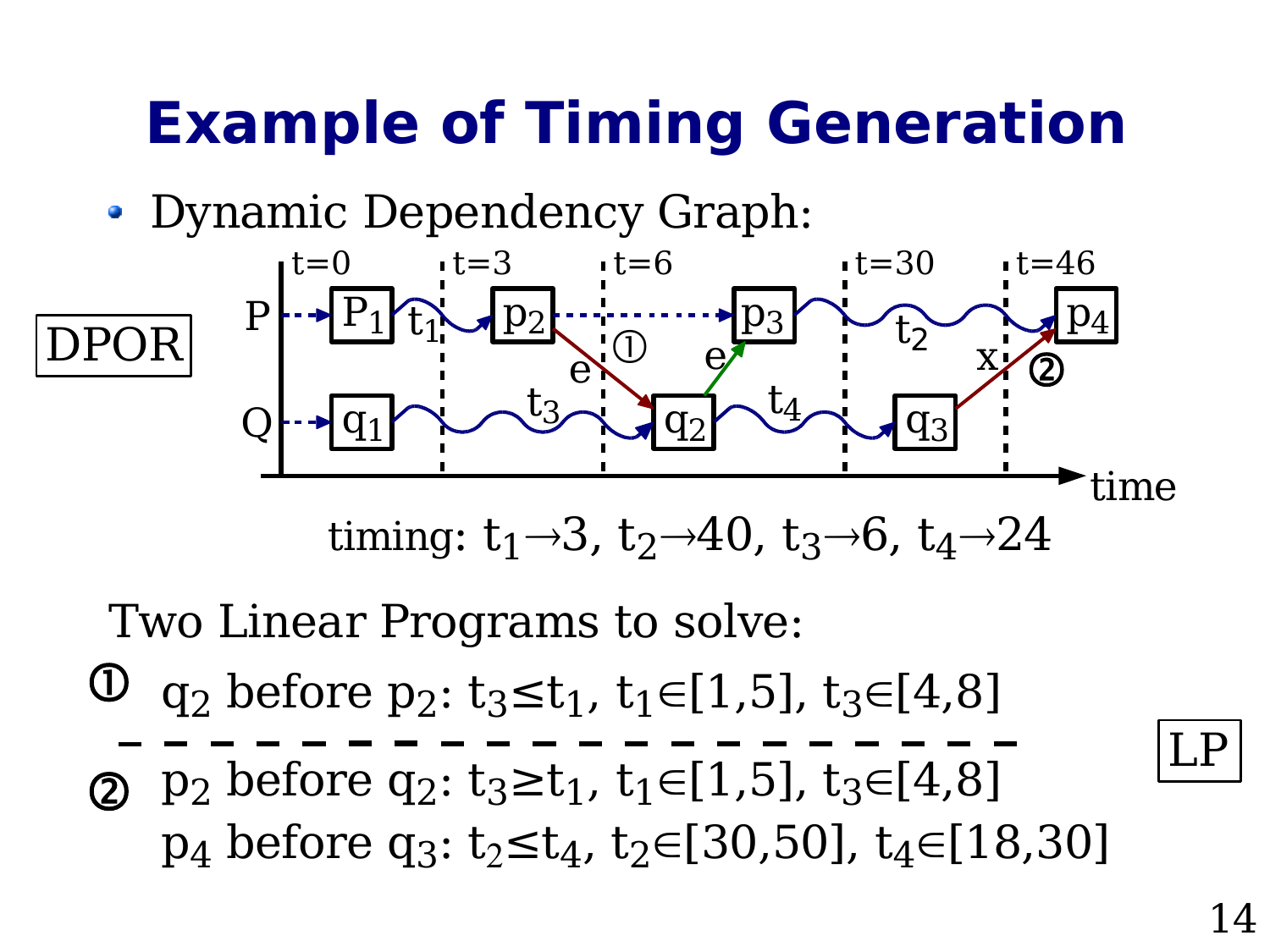# Example of Timing Generation

- Dynamic Dependency Graph:

DPOR

timing: $t_1 \rightarrow 3$, $t_2 \rightarrow 40$, $t_3 \rightarrow 6$, $t_4 \rightarrow 24$

Two Linear Programs to solve:

① $q_2$ before $p_2$: $t_3 \leq t_1$, $t_1 \in [1,5]$, $t_3 \in [4,8]$

---

② $p_2$ before $q_2$: $t_3 \geq t_1$, $t_1 \in [1,5]$, $t_3 \in [4,8]$

$p_4$ before $q_3$: $t_2 \leq t_4$, $t_2 \in [30,50]$, $t_4 \in [18,30]$

LP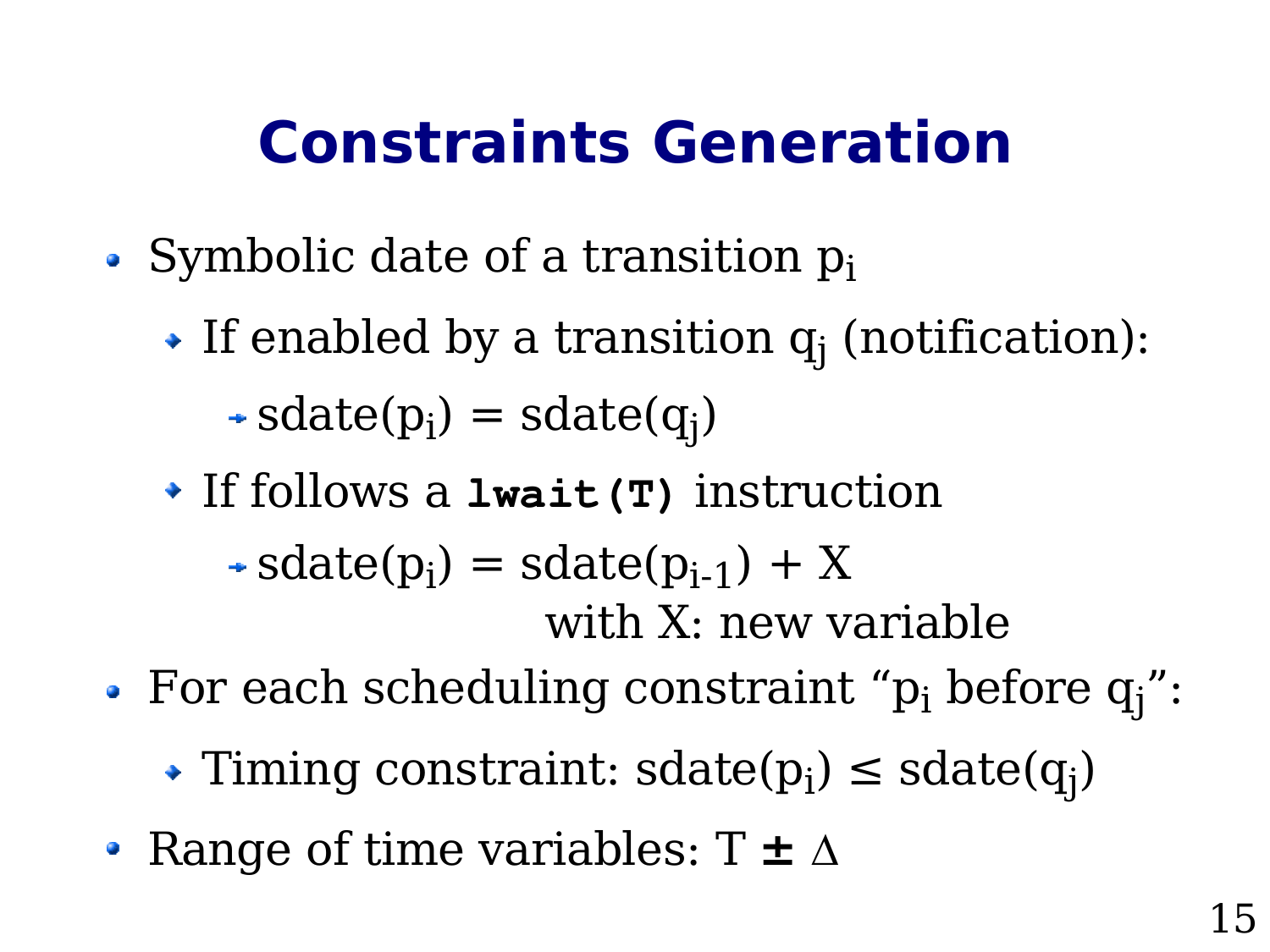# Constraints Generation

- Symbolic date of a transition $p_i$
  - If enabled by a transition $q_j$ (notification):
    - $sdate(p_i) = sdate(q_j)$
  - If follows a **`lwait(T)`** instruction
    - $sdate(p_i) = sdate(p_{i-1}) + X$

      with X: new variable
- For each scheduling constraint "$p_i$ before $q_j$":
  - Timing constraint: $sdate(p_i) \leq sdate(q_j)$
- Range of time variables: $T \pm \Delta$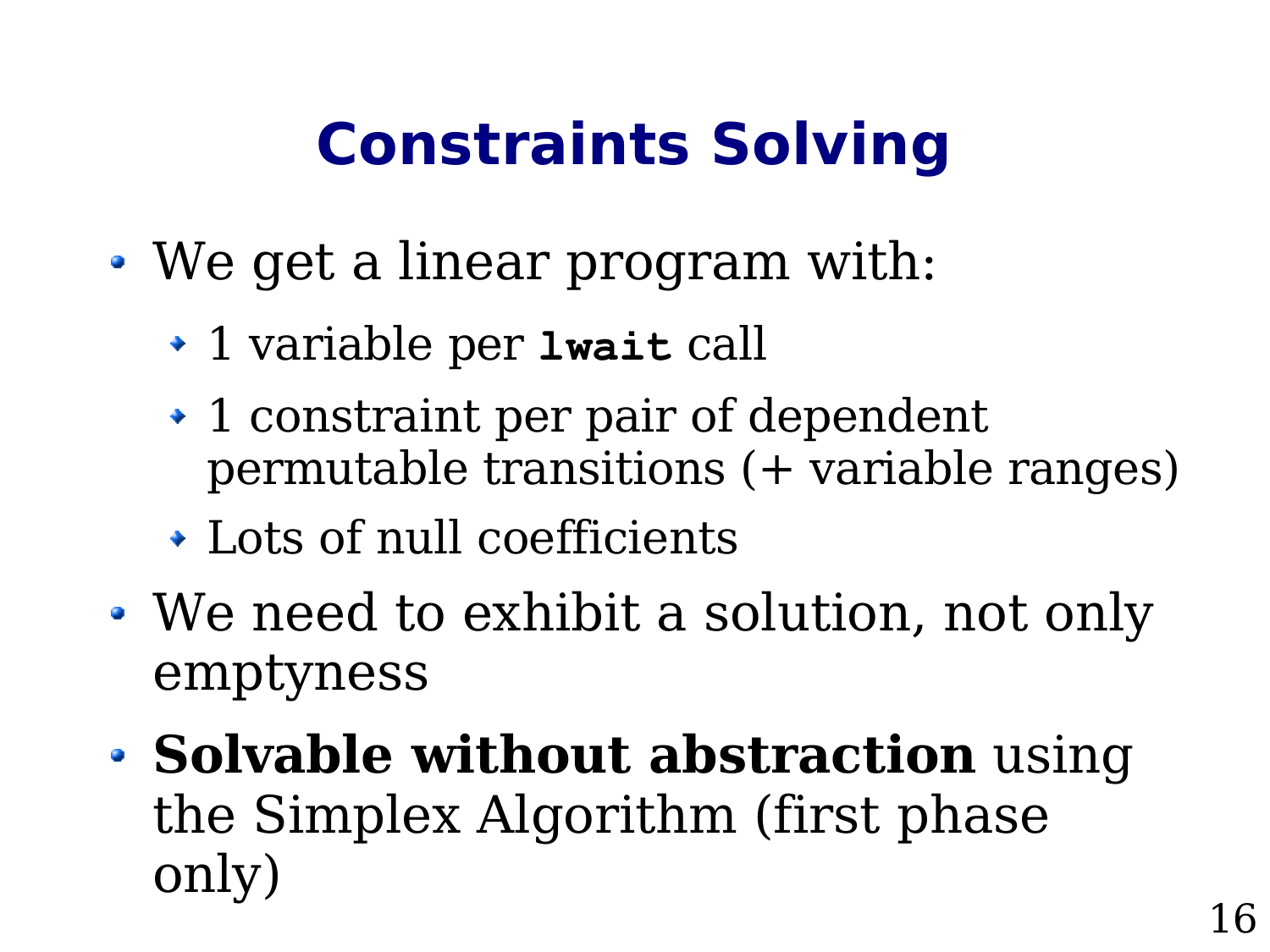# Constraints Solving

- We get a linear program with:
  - 1 variable per `lwait` call
  - 1 constraint per pair of dependent permutable transitions (+ variable ranges)
  - Lots of null coefficients
- We need to exhibit a solution, not only emptyness
- **Solvable without abstraction** using the Simplex Algorithm (first phase only)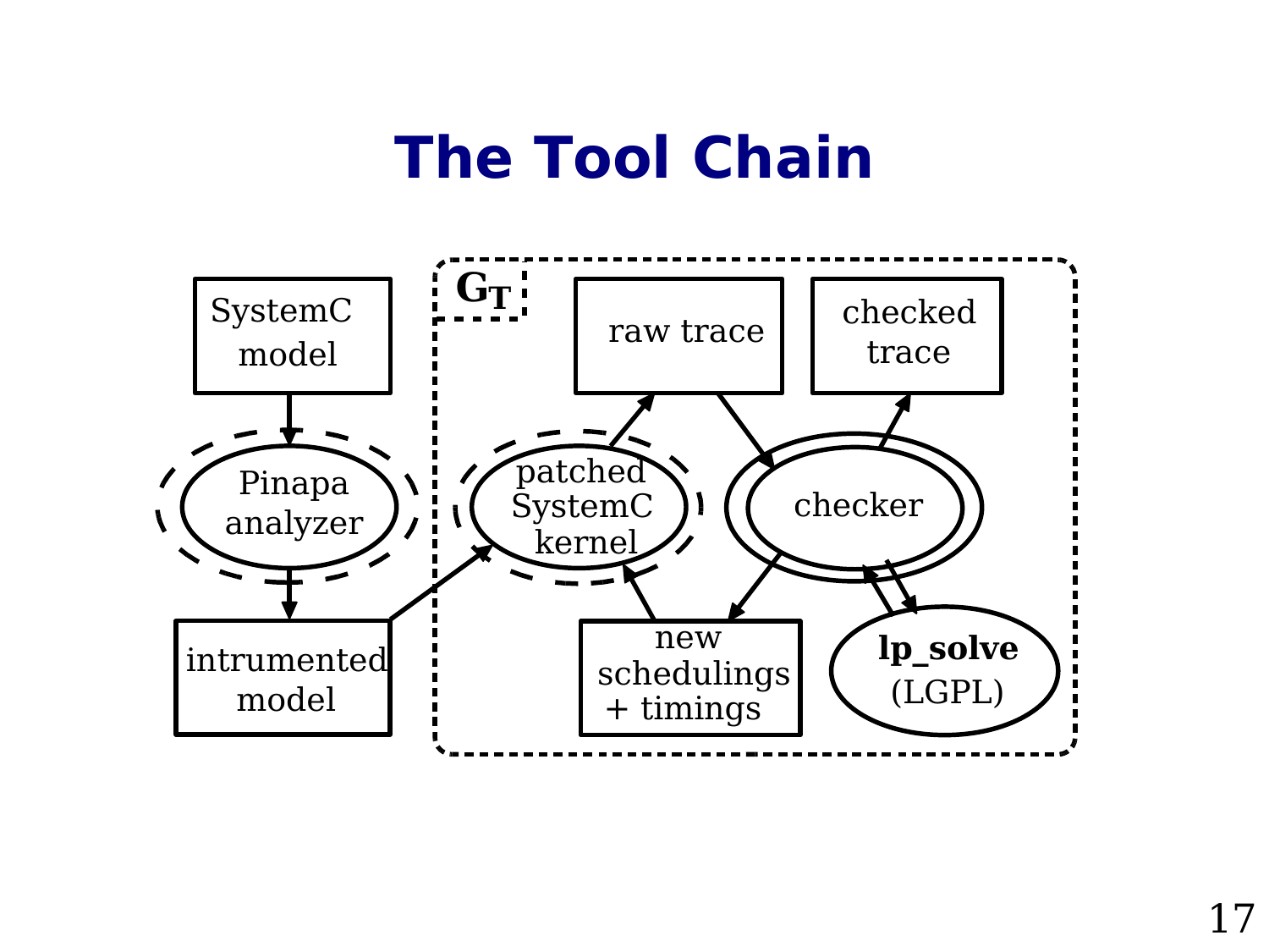# The Tool Chain

SystemC model

Pinapa analyzer

intrumented model

$G_T$

raw trace

checked trace

patched SystemC kernel

checker

new schedulings + timings

**lp_solve** (LGPL)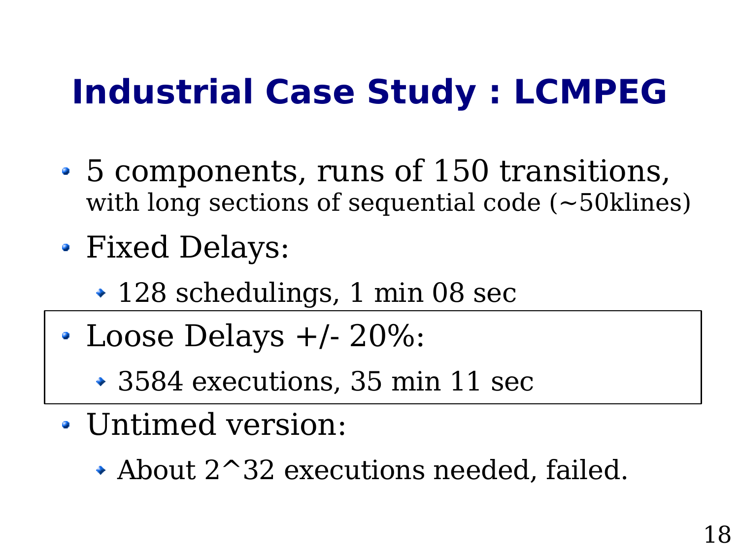# Industrial Case Study : LCMPEG

- 5 components, runs of 150 transitions, with long sections of sequential code (~50klines)
- Fixed Delays:
  - 128 schedulings, 1 min 08 sec
- Loose Delays +/- 20%:
  - 3584 executions, 35 min 11 sec
- Untimed version:
  - About 2^32 executions needed, failed.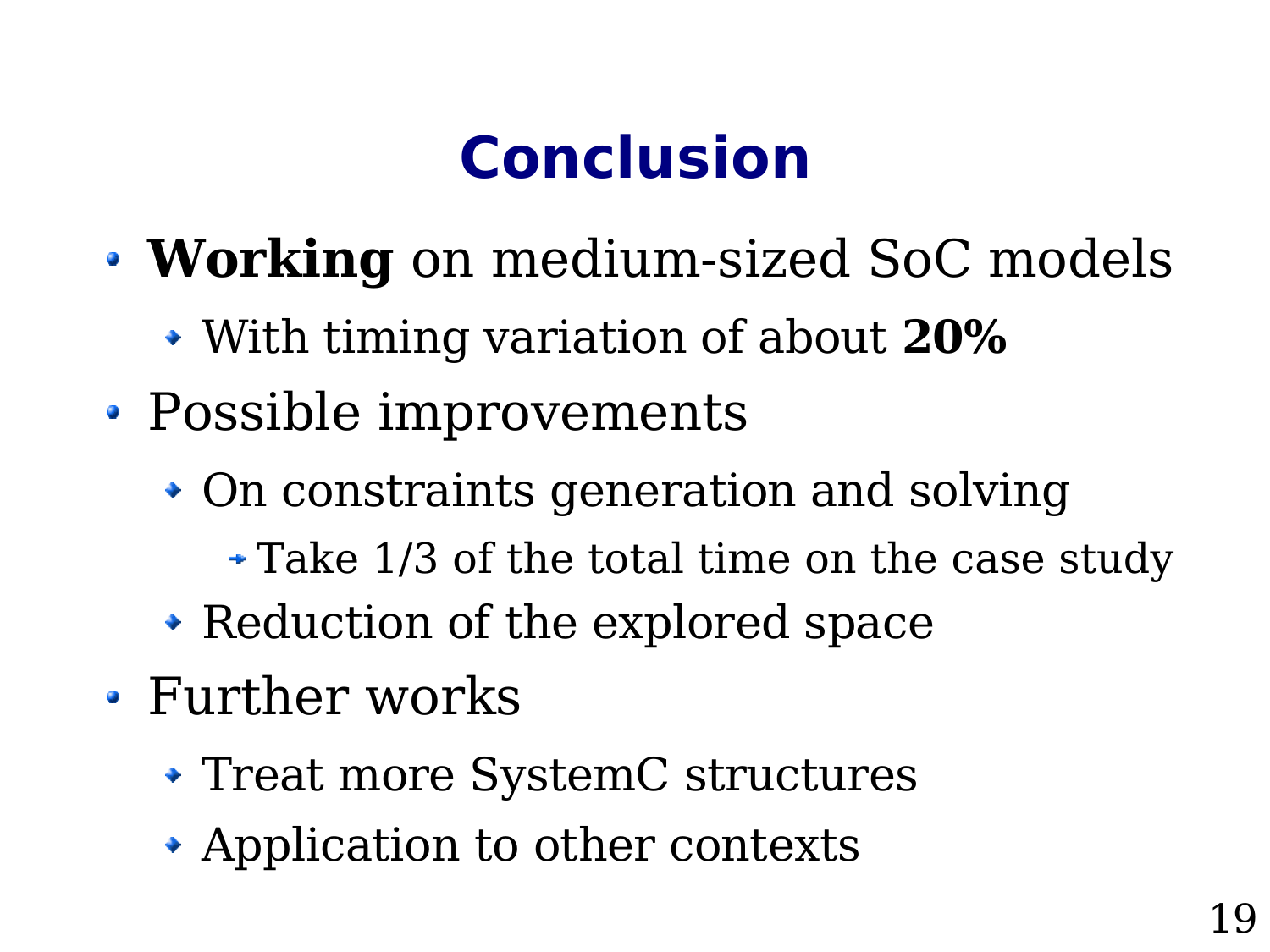# Conclusion

- **Working** on medium-sized SoC models
  - With timing variation of about **20%**
- Possible improvements
  - On constraints generation and solving
    - Take 1/3 of the total time on the case study
  - Reduction of the explored space
- Further works
  - Treat more SystemC structures
  - Application to other contexts